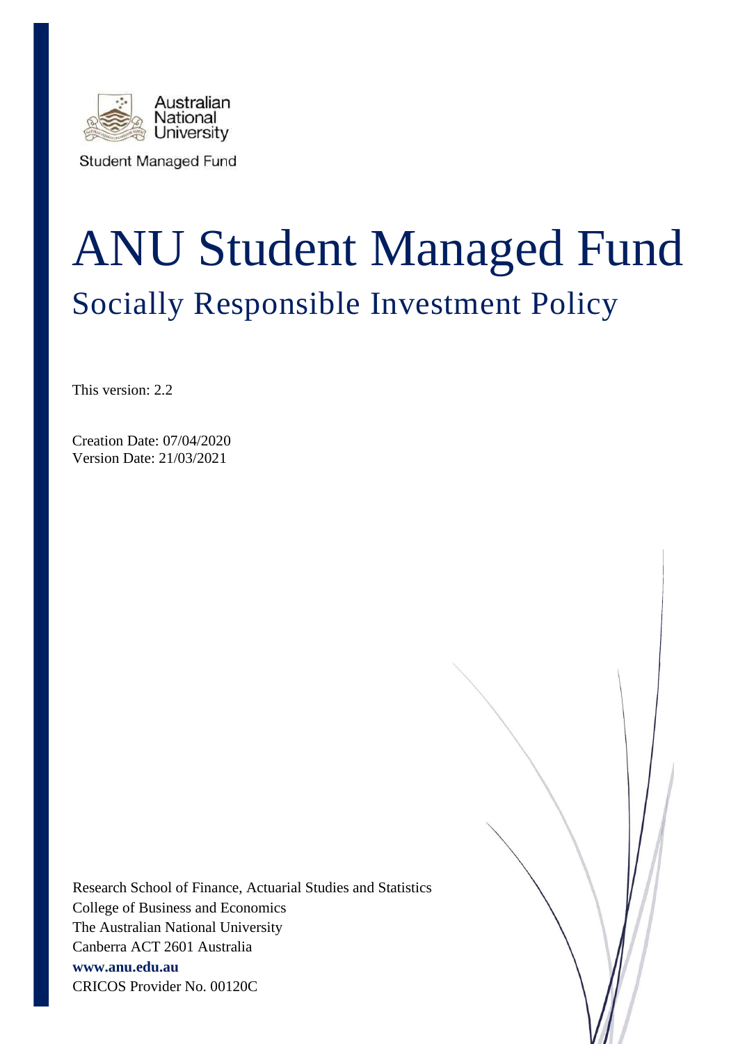Australian National University

Student Managed Fund

# ANU Student Managed Fund

## Socially Responsible Investment Policy

This version: 2.2

Creation Date: 07/04/2020
Version Date: 21/03/2021

Research School of Finance, Actuarial Studies and Statistics
College of Business and Economics
The Australian National University
Canberra ACT 2601 Australia
**www.anu.edu.au**
CRICOS Provider No. 00120C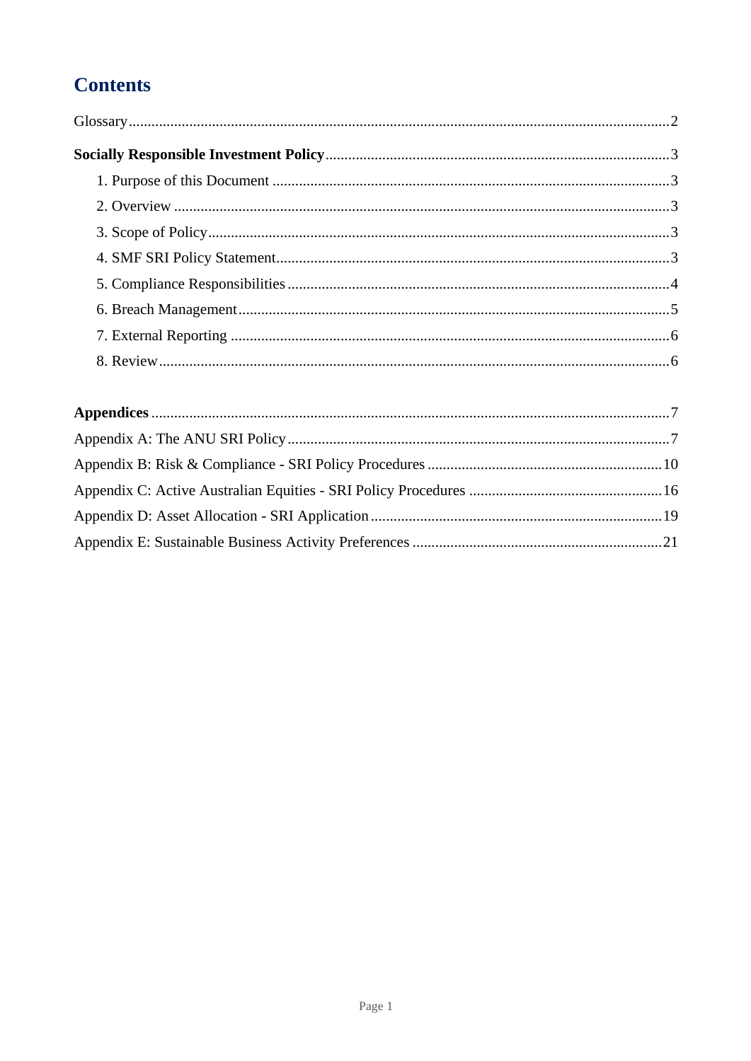# Contents

Glossary ........................................................................................................ 2

**Socially Responsible Investment Policy** .................................................................. 3

- 1. Purpose of this Document ................................................................................ 3
- 2. Overview ........................................................................................................ 3
- 3. Scope of Policy ................................................................................................ 3
- 4. SMF SRI Policy Statement ............................................................................... 3
- 5. Compliance Responsibilities ............................................................................ 4
- 6. Breach Management ........................................................................................ 5
- 7. External Reporting .......................................................................................... 6
- 8. Review ............................................................................................................ 6

**Appendices** ................................................................................................................ 7

Appendix A: The ANU SRI Policy ................................................................................ 7

Appendix B: Risk & Compliance - SRI Policy Procedures ........................................... 10

Appendix C: Active Australian Equities - SRI Policy Procedures ................................. 16

Appendix D: Asset Allocation - SRI Application .......................................................... 19

Appendix E: Sustainable Business Activity Preferences ............................................... 21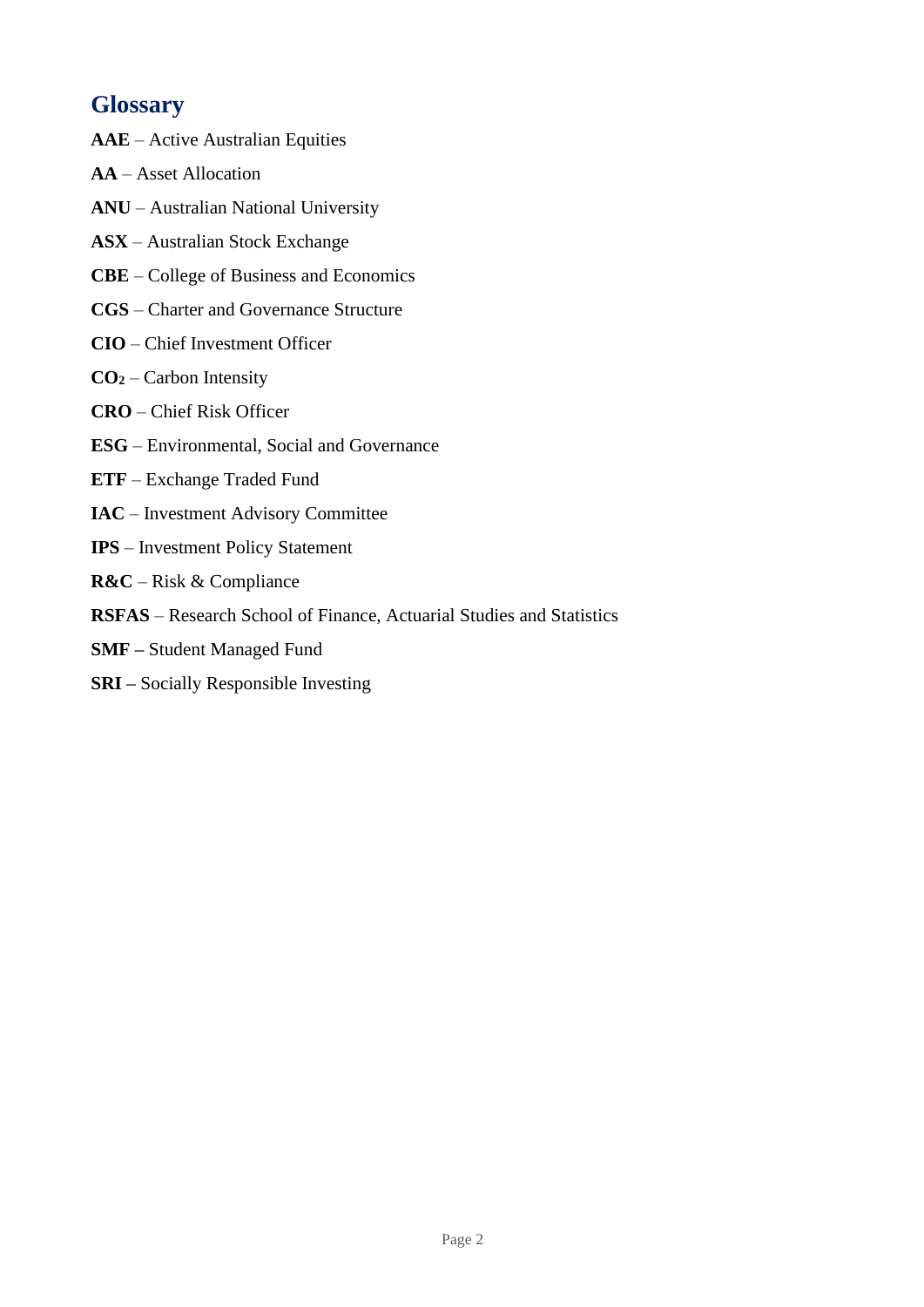## Glossary

**AAE** – Active Australian Equities

**AA** – Asset Allocation

**ANU** – Australian National University

**ASX** – Australian Stock Exchange

**CBE** – College of Business and Economics

**CGS** – Charter and Governance Structure

**CIO** – Chief Investment Officer

**$CO_2$** – Carbon Intensity

**CRO** – Chief Risk Officer

**ESG** – Environmental, Social and Governance

**ETF** – Exchange Traded Fund

**IAC** – Investment Advisory Committee

**IPS** – Investment Policy Statement

**R&C** – Risk & Compliance

**RSFAS** – Research School of Finance, Actuarial Studies and Statistics

**SMF –** Student Managed Fund

**SRI –** Socially Responsible Investing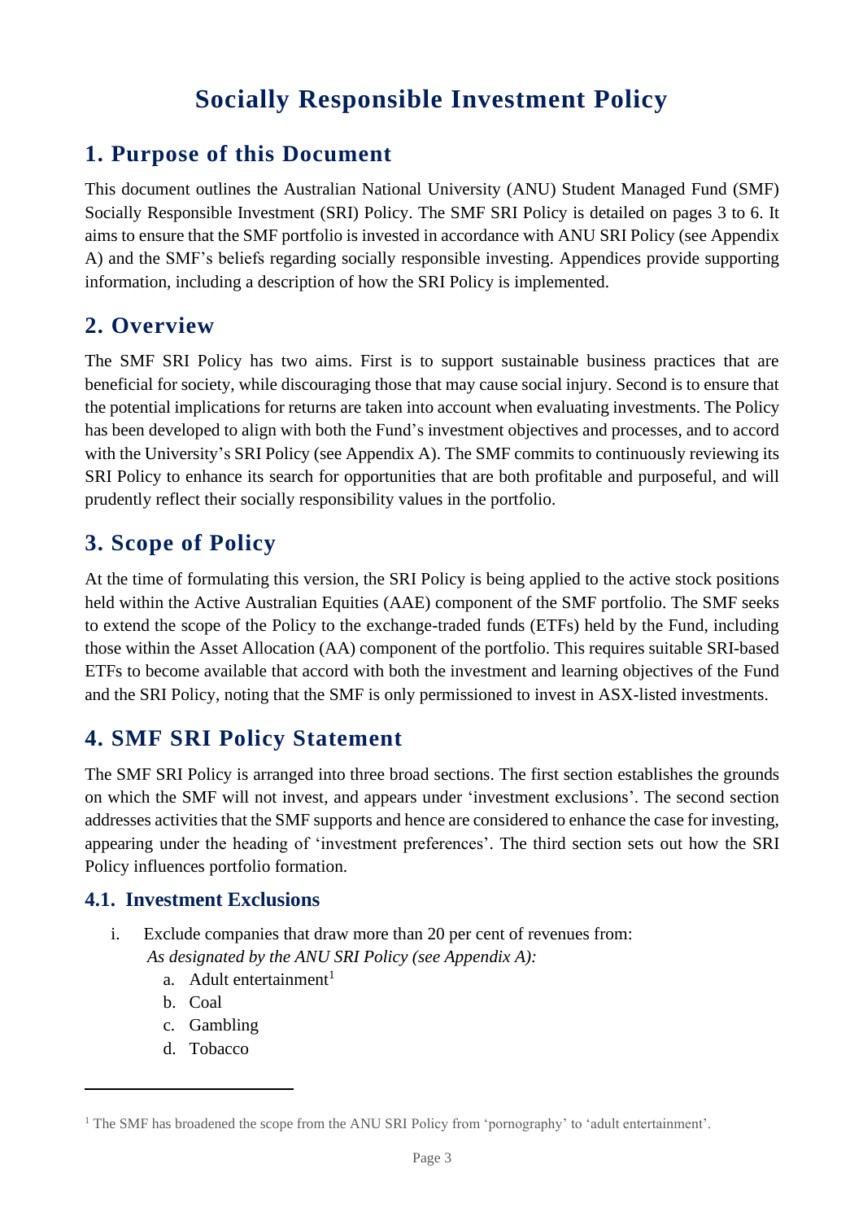# Socially Responsible Investment Policy

## 1. Purpose of this Document

This document outlines the Australian National University (ANU) Student Managed Fund (SMF) Socially Responsible Investment (SRI) Policy. The SMF SRI Policy is detailed on pages 3 to 6. It aims to ensure that the SMF portfolio is invested in accordance with ANU SRI Policy (see Appendix A) and the SMF's beliefs regarding socially responsible investing. Appendices provide supporting information, including a description of how the SRI Policy is implemented.

## 2. Overview

The SMF SRI Policy has two aims. First is to support sustainable business practices that are beneficial for society, while discouraging those that may cause social injury. Second is to ensure that the potential implications for returns are taken into account when evaluating investments. The Policy has been developed to align with both the Fund's investment objectives and processes, and to accord with the University's SRI Policy (see Appendix A). The SMF commits to continuously reviewing its SRI Policy to enhance its search for opportunities that are both profitable and purposeful, and will prudently reflect their socially responsibility values in the portfolio.

## 3. Scope of Policy

At the time of formulating this version, the SRI Policy is being applied to the active stock positions held within the Active Australian Equities (AAE) component of the SMF portfolio. The SMF seeks to extend the scope of the Policy to the exchange-traded funds (ETFs) held by the Fund, including those within the Asset Allocation (AA) component of the portfolio. This requires suitable SRI-based ETFs to become available that accord with both the investment and learning objectives of the Fund and the SRI Policy, noting that the SMF is only permissioned to invest in ASX-listed investments.

## 4. SMF SRI Policy Statement

The SMF SRI Policy is arranged into three broad sections. The first section establishes the grounds on which the SMF will not invest, and appears under 'investment exclusions'. The second section addresses activities that the SMF supports and hence are considered to enhance the case for investing, appearing under the heading of 'investment preferences'. The third section sets out how the SRI Policy influences portfolio formation.

### 4.1. Investment Exclusions

i. Exclude companies that draw more than 20 per cent of revenues from:
   *As designated by the ANU SRI Policy (see Appendix A):*
   a. Adult entertainment[1]
   b. Coal
   c. Gambling
   d. Tobacco

---

[1] The SMF has broadened the scope from the ANU SRI Policy from 'pornography' to 'adult entertainment'.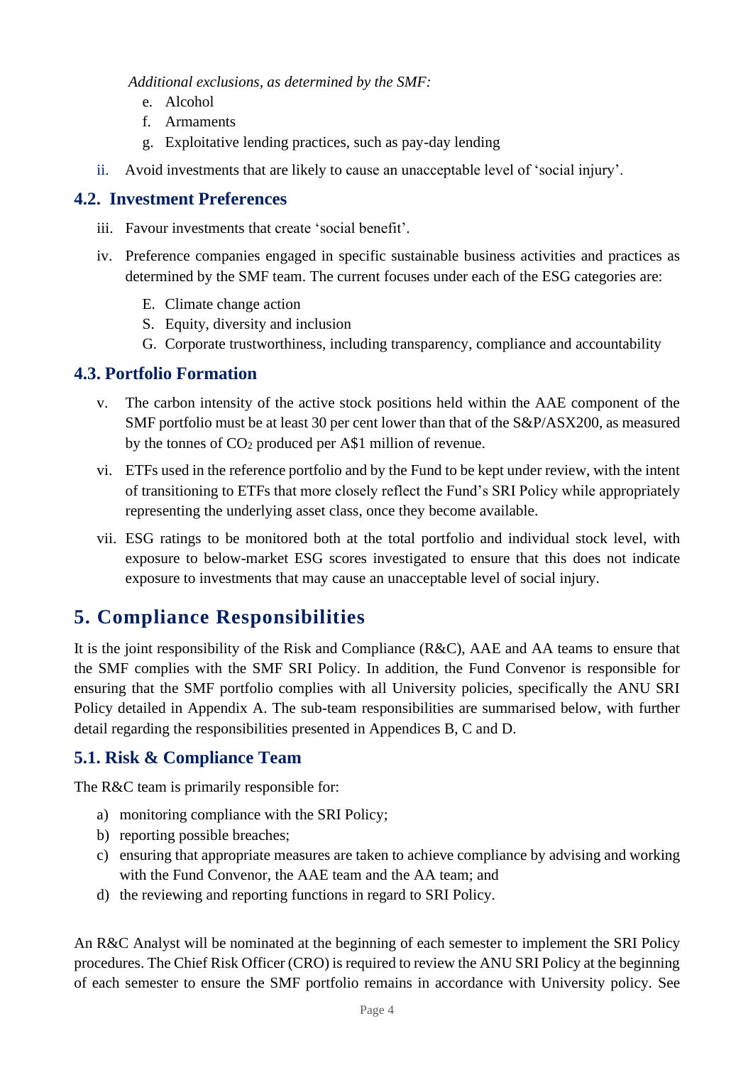*Additional exclusions, as determined by the SMF:*

e. Alcohol
f. Armaments
g. Exploitative lending practices, such as pay-day lending

ii. Avoid investments that are likely to cause an unacceptable level of 'social injury'.

## 4.2. Investment Preferences

iii. Favour investments that create 'social benefit'.

iv. Preference companies engaged in specific sustainable business activities and practices as determined by the SMF team. The current focuses under each of the ESG categories are:

E. Climate change action
S. Equity, diversity and inclusion
G. Corporate trustworthiness, including transparency, compliance and accountability

## 4.3. Portfolio Formation

v. The carbon intensity of the active stock positions held within the AAE component of the SMF portfolio must be at least 30 per cent lower than that of the S&P/ASX200, as measured by the tonnes of $CO_2$ produced per A$1 million of revenue.

vi. ETFs used in the reference portfolio and by the Fund to be kept under review, with the intent of transitioning to ETFs that more closely reflect the Fund's SRI Policy while appropriately representing the underlying asset class, once they become available.

vii. ESG ratings to be monitored both at the total portfolio and individual stock level, with exposure to below-market ESG scores investigated to ensure that this does not indicate exposure to investments that may cause an unacceptable level of social injury.

# 5. Compliance Responsibilities

It is the joint responsibility of the Risk and Compliance (R&C), AAE and AA teams to ensure that the SMF complies with the SMF SRI Policy. In addition, the Fund Convenor is responsible for ensuring that the SMF portfolio complies with all University policies, specifically the ANU SRI Policy detailed in Appendix A. The sub-team responsibilities are summarised below, with further detail regarding the responsibilities presented in Appendices B, C and D.

## 5.1. Risk & Compliance Team

The R&C team is primarily responsible for:

a) monitoring compliance with the SRI Policy;
b) reporting possible breaches;
c) ensuring that appropriate measures are taken to achieve compliance by advising and working with the Fund Convenor, the AAE team and the AA team; and
d) the reviewing and reporting functions in regard to SRI Policy.

An R&C Analyst will be nominated at the beginning of each semester to implement the SRI Policy procedures. The Chief Risk Officer (CRO) is required to review the ANU SRI Policy at the beginning of each semester to ensure the SMF portfolio remains in accordance with University policy. See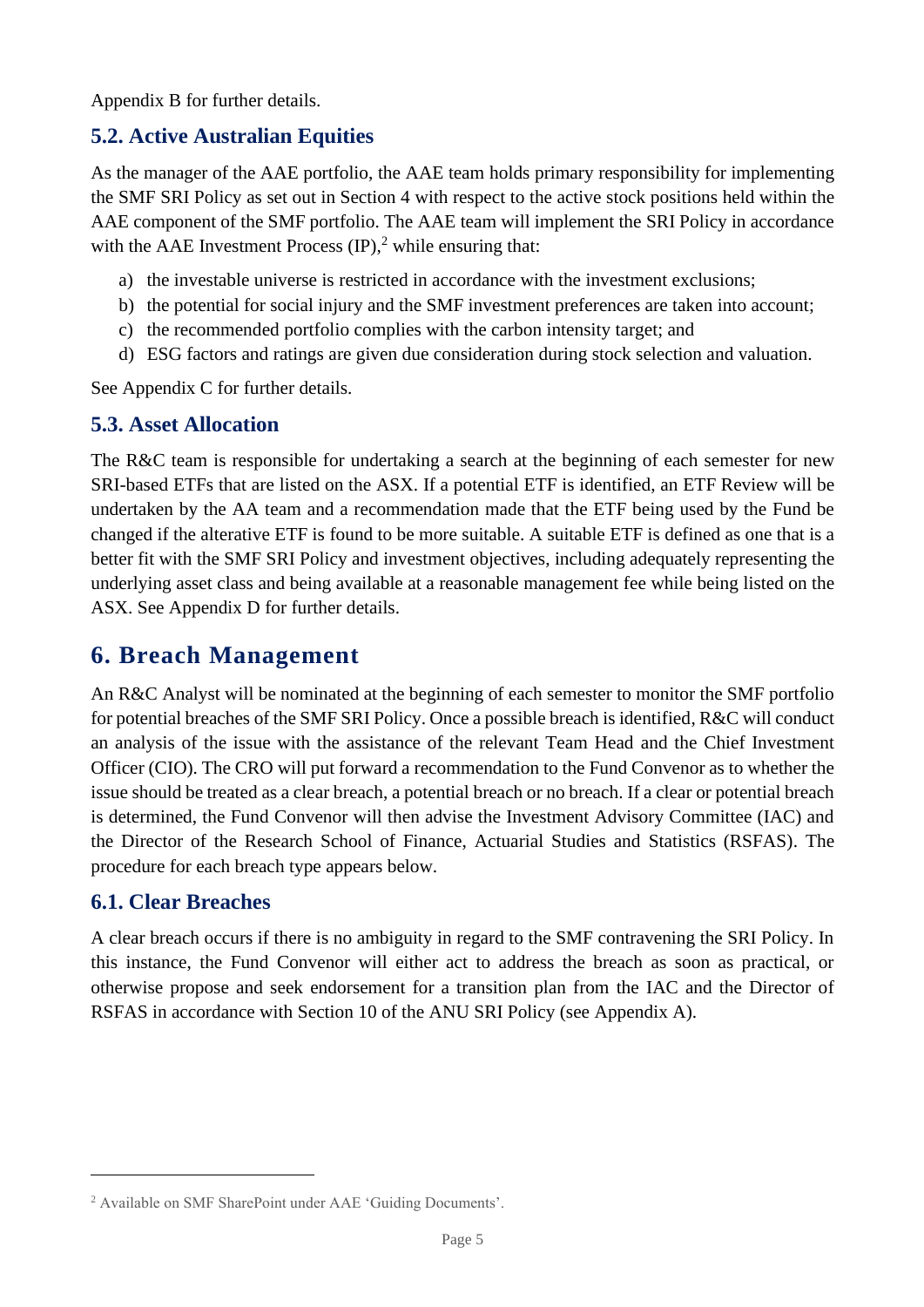Appendix B for further details.

## 5.2. Active Australian Equities

As the manager of the AAE portfolio, the AAE team holds primary responsibility for implementing the SMF SRI Policy as set out in Section 4 with respect to the active stock positions held within the AAE component of the SMF portfolio. The AAE team will implement the SRI Policy in accordance with the AAE Investment Process (IP),[2] while ensuring that:

a) the investable universe is restricted in accordance with the investment exclusions;
b) the potential for social injury and the SMF investment preferences are taken into account;
c) the recommended portfolio complies with the carbon intensity target; and
d) ESG factors and ratings are given due consideration during stock selection and valuation.

See Appendix C for further details.

## 5.3. Asset Allocation

The R&C team is responsible for undertaking a search at the beginning of each semester for new SRI-based ETFs that are listed on the ASX. If a potential ETF is identified, an ETF Review will be undertaken by the AA team and a recommendation made that the ETF being used by the Fund be changed if the alterative ETF is found to be more suitable. A suitable ETF is defined as one that is a better fit with the SMF SRI Policy and investment objectives, including adequately representing the underlying asset class and being available at a reasonable management fee while being listed on the ASX. See Appendix D for further details.

# 6. Breach Management

An R&C Analyst will be nominated at the beginning of each semester to monitor the SMF portfolio for potential breaches of the SMF SRI Policy. Once a possible breach is identified, R&C will conduct an analysis of the issue with the assistance of the relevant Team Head and the Chief Investment Officer (CIO). The CRO will put forward a recommendation to the Fund Convenor as to whether the issue should be treated as a clear breach, a potential breach or no breach. If a clear or potential breach is determined, the Fund Convenor will then advise the Investment Advisory Committee (IAC) and the Director of the Research School of Finance, Actuarial Studies and Statistics (RSFAS). The procedure for each breach type appears below.

## 6.1. Clear Breaches

A clear breach occurs if there is no ambiguity in regard to the SMF contravening the SRI Policy. In this instance, the Fund Convenor will either act to address the breach as soon as practical, or otherwise propose and seek endorsement for a transition plan from the IAC and the Director of RSFAS in accordance with Section 10 of the ANU SRI Policy (see Appendix A).

[2] Available on SMF SharePoint under AAE 'Guiding Documents'.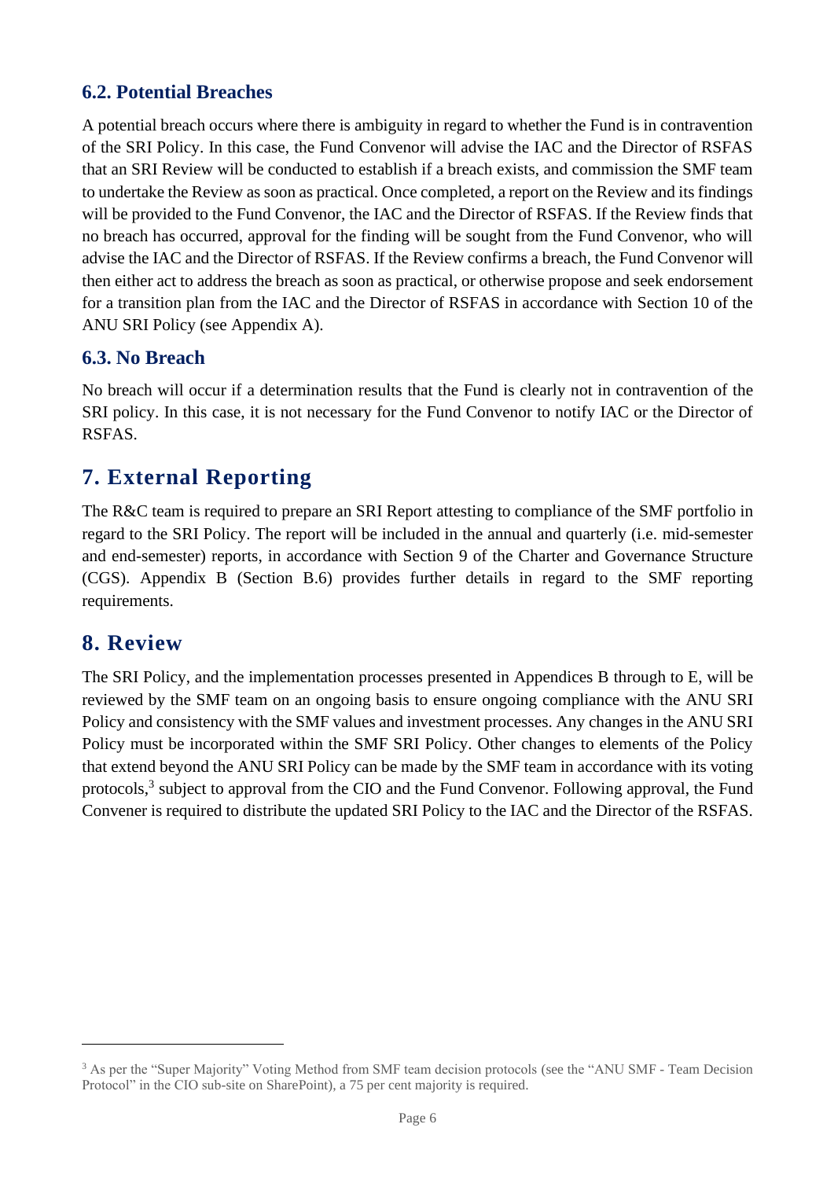### 6.2. Potential Breaches

A potential breach occurs where there is ambiguity in regard to whether the Fund is in contravention of the SRI Policy. In this case, the Fund Convenor will advise the IAC and the Director of RSFAS that an SRI Review will be conducted to establish if a breach exists, and commission the SMF team to undertake the Review as soon as practical. Once completed, a report on the Review and its findings will be provided to the Fund Convenor, the IAC and the Director of RSFAS. If the Review finds that no breach has occurred, approval for the finding will be sought from the Fund Convenor, who will advise the IAC and the Director of RSFAS. If the Review confirms a breach, the Fund Convenor will then either act to address the breach as soon as practical, or otherwise propose and seek endorsement for a transition plan from the IAC and the Director of RSFAS in accordance with Section 10 of the ANU SRI Policy (see Appendix A).

### 6.3. No Breach

No breach will occur if a determination results that the Fund is clearly not in contravention of the SRI policy. In this case, it is not necessary for the Fund Convenor to notify IAC or the Director of RSFAS.

## 7. External Reporting

The R&C team is required to prepare an SRI Report attesting to compliance of the SMF portfolio in regard to the SRI Policy. The report will be included in the annual and quarterly (i.e. mid-semester and end-semester) reports, in accordance with Section 9 of the Charter and Governance Structure (CGS). Appendix B (Section B.6) provides further details in regard to the SMF reporting requirements.

## 8. Review

The SRI Policy, and the implementation processes presented in Appendices B through to E, will be reviewed by the SMF team on an ongoing basis to ensure ongoing compliance with the ANU SRI Policy and consistency with the SMF values and investment processes. Any changes in the ANU SRI Policy must be incorporated within the SMF SRI Policy. Other changes to elements of the Policy that extend beyond the ANU SRI Policy can be made by the SMF team in accordance with its voting protocols,[3] subject to approval from the CIO and the Fund Convenor. Following approval, the Fund Convener is required to distribute the updated SRI Policy to the IAC and the Director of the RSFAS.

---

[3] As per the "Super Majority" Voting Method from SMF team decision protocols (see the "ANU SMF - Team Decision Protocol" in the CIO sub-site on SharePoint), a 75 per cent majority is required.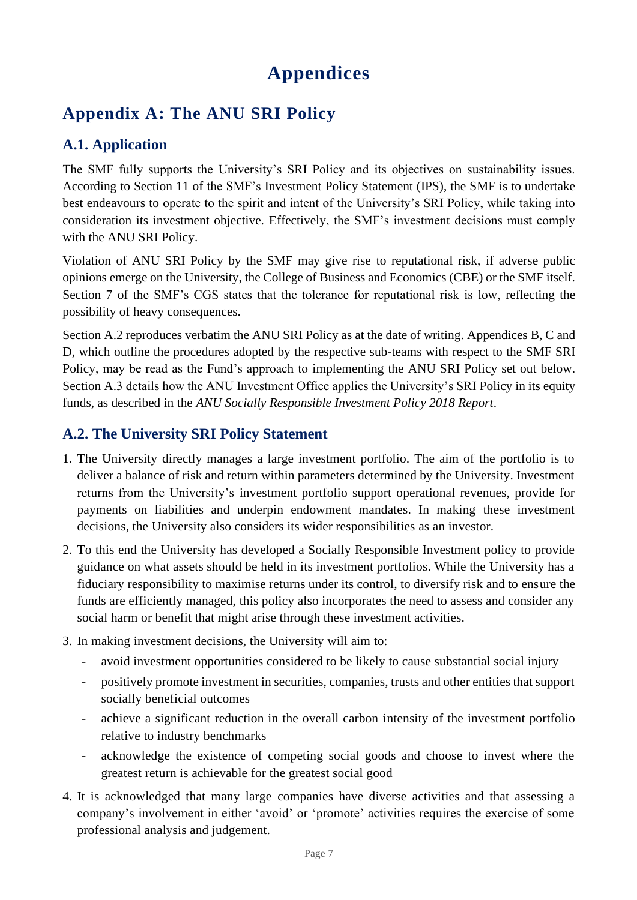# Appendices

## Appendix A: The ANU SRI Policy

### A.1. Application

The SMF fully supports the University's SRI Policy and its objectives on sustainability issues. According to Section 11 of the SMF's Investment Policy Statement (IPS), the SMF is to undertake best endeavours to operate to the spirit and intent of the University's SRI Policy, while taking into consideration its investment objective. Effectively, the SMF's investment decisions must comply with the ANU SRI Policy.

Violation of ANU SRI Policy by the SMF may give rise to reputational risk, if adverse public opinions emerge on the University, the College of Business and Economics (CBE) or the SMF itself. Section 7 of the SMF's CGS states that the tolerance for reputational risk is low, reflecting the possibility of heavy consequences.

Section A.2 reproduces verbatim the ANU SRI Policy as at the date of writing. Appendices B, C and D, which outline the procedures adopted by the respective sub-teams with respect to the SMF SRI Policy, may be read as the Fund's approach to implementing the ANU SRI Policy set out below. Section A.3 details how the ANU Investment Office applies the University's SRI Policy in its equity funds, as described in the *ANU Socially Responsible Investment Policy 2018 Report*.

### A.2. The University SRI Policy Statement

1. The University directly manages a large investment portfolio. The aim of the portfolio is to deliver a balance of risk and return within parameters determined by the University. Investment returns from the University's investment portfolio support operational revenues, provide for payments on liabilities and underpin endowment mandates. In making these investment decisions, the University also considers its wider responsibilities as an investor.
2. To this end the University has developed a Socially Responsible Investment policy to provide guidance on what assets should be held in its investment portfolios. While the University has a fiduciary responsibility to maximise returns under its control, to diversify risk and to ensure the funds are efficiently managed, this policy also incorporates the need to assess and consider any social harm or benefit that might arise through these investment activities.
3. In making investment decisions, the University will aim to:
    - avoid investment opportunities considered to be likely to cause substantial social injury
    - positively promote investment in securities, companies, trusts and other entities that support socially beneficial outcomes
    - achieve a significant reduction in the overall carbon intensity of the investment portfolio relative to industry benchmarks
    - acknowledge the existence of competing social goods and choose to invest where the greatest return is achievable for the greatest social good
4. It is acknowledged that many large companies have diverse activities and that assessing a company's involvement in either 'avoid' or 'promote' activities requires the exercise of some professional analysis and judgement.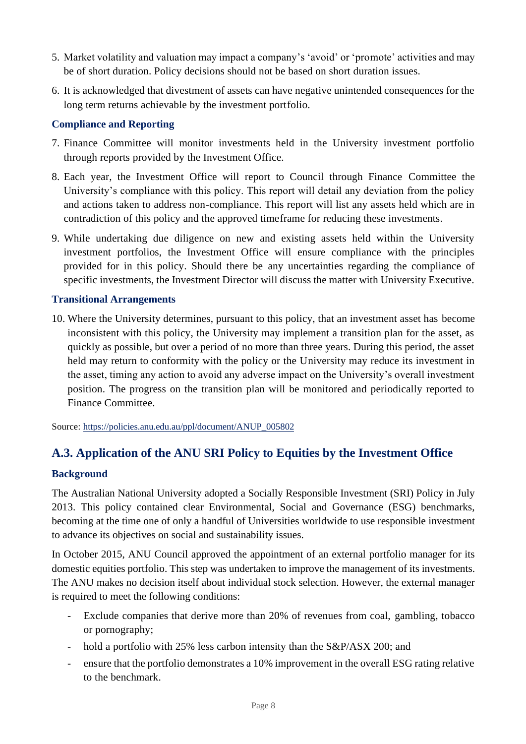5. Market volatility and valuation may impact a company's 'avoid' or 'promote' activities and may be of short duration. Policy decisions should not be based on short duration issues.

6. It is acknowledged that divestment of assets can have negative unintended consequences for the long term returns achievable by the investment portfolio.

### Compliance and Reporting

7. Finance Committee will monitor investments held in the University investment portfolio through reports provided by the Investment Office.

8. Each year, the Investment Office will report to Council through Finance Committee the University's compliance with this policy. This report will detail any deviation from the policy and actions taken to address non-compliance. This report will list any assets held which are in contradiction of this policy and the approved timeframe for reducing these investments.

9. While undertaking due diligence on new and existing assets held within the University investment portfolios, the Investment Office will ensure compliance with the principles provided for in this policy. Should there be any uncertainties regarding the compliance of specific investments, the Investment Director will discuss the matter with University Executive.

### Transitional Arrangements

10. Where the University determines, pursuant to this policy, that an investment asset has become inconsistent with this policy, the University may implement a transition plan for the asset, as quickly as possible, but over a period of no more than three years. During this period, the asset held may return to conformity with the policy or the University may reduce its investment in the asset, timing any action to avoid any adverse impact on the University's overall investment position. The progress on the transition plan will be monitored and periodically reported to Finance Committee.

Source: https://policies.anu.edu.au/ppl/document/ANUP_005802

## A.3. Application of the ANU SRI Policy to Equities by the Investment Office

### Background

The Australian National University adopted a Socially Responsible Investment (SRI) Policy in July 2013. This policy contained clear Environmental, Social and Governance (ESG) benchmarks, becoming at the time one of only a handful of Universities worldwide to use responsible investment to advance its objectives on social and sustainability issues.

In October 2015, ANU Council approved the appointment of an external portfolio manager for its domestic equities portfolio. This step was undertaken to improve the management of its investments. The ANU makes no decision itself about individual stock selection. However, the external manager is required to meet the following conditions:

- Exclude companies that derive more than 20% of revenues from coal, gambling, tobacco or pornography;
- hold a portfolio with 25% less carbon intensity than the S&P/ASX 200; and
- ensure that the portfolio demonstrates a 10% improvement in the overall ESG rating relative to the benchmark.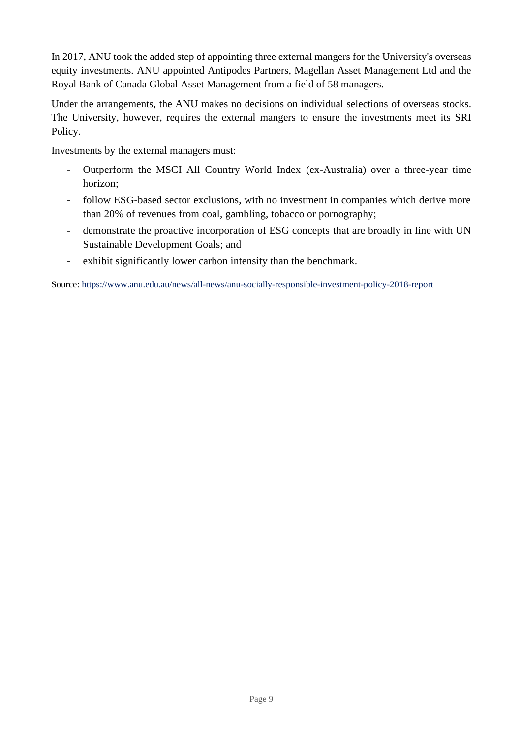In 2017, ANU took the added step of appointing three external mangers for the University's overseas equity investments. ANU appointed Antipodes Partners, Magellan Asset Management Ltd and the Royal Bank of Canada Global Asset Management from a field of 58 managers.

Under the arrangements, the ANU makes no decisions on individual selections of overseas stocks. The University, however, requires the external mangers to ensure the investments meet its SRI Policy.

Investments by the external managers must:

- Outperform the MSCI All Country World Index (ex-Australia) over a three-year time horizon;
- follow ESG-based sector exclusions, with no investment in companies which derive more than 20% of revenues from coal, gambling, tobacco or pornography;
- demonstrate the proactive incorporation of ESG concepts that are broadly in line with UN Sustainable Development Goals; and
- exhibit significantly lower carbon intensity than the benchmark.

Source: https://www.anu.edu.au/news/all-news/anu-socially-responsible-investment-policy-2018-report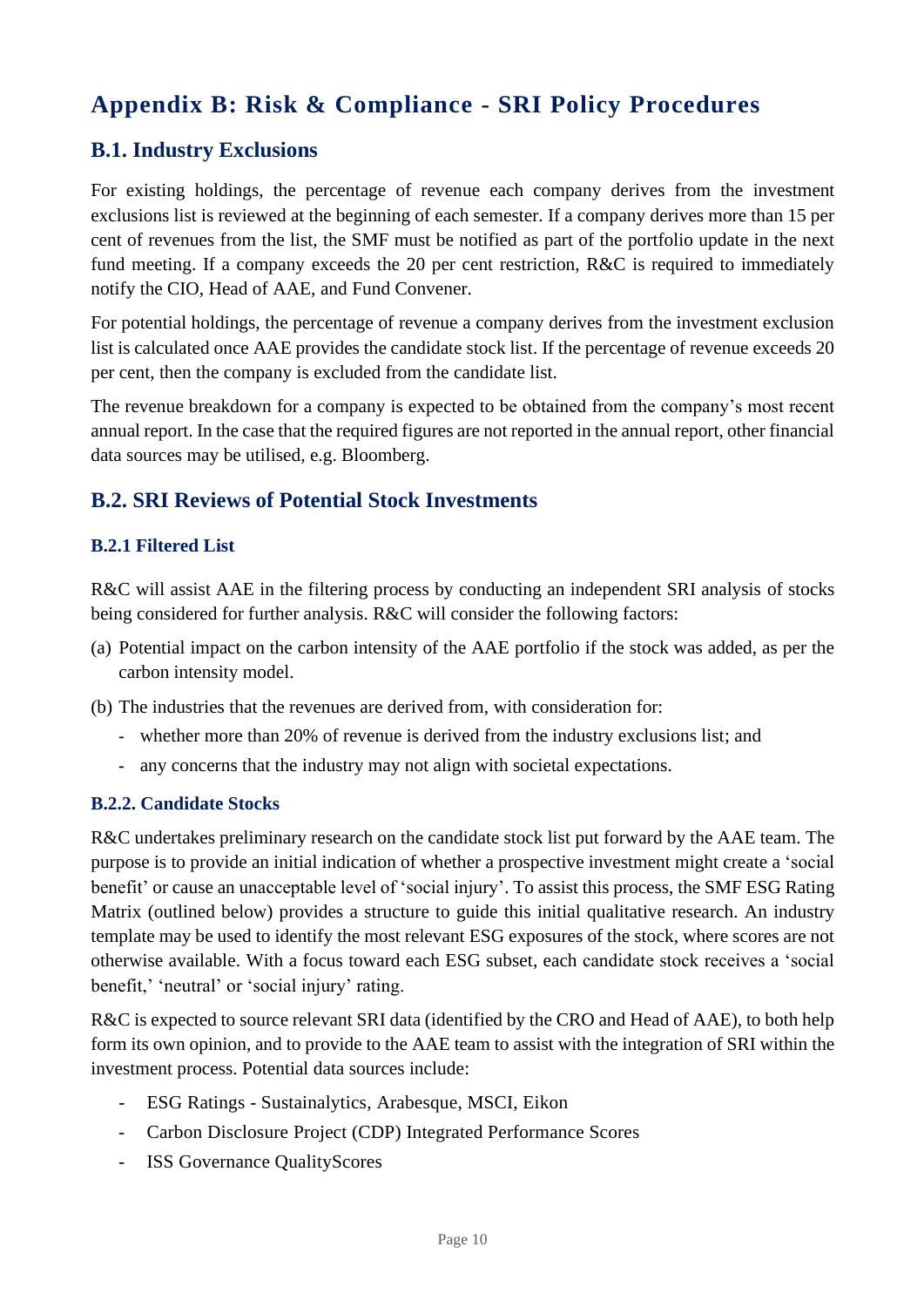# Appendix B: Risk & Compliance - SRI Policy Procedures

## B.1. Industry Exclusions

For existing holdings, the percentage of revenue each company derives from the investment exclusions list is reviewed at the beginning of each semester. If a company derives more than 15 per cent of revenues from the list, the SMF must be notified as part of the portfolio update in the next fund meeting. If a company exceeds the 20 per cent restriction, R&C is required to immediately notify the CIO, Head of AAE, and Fund Convener.

For potential holdings, the percentage of revenue a company derives from the investment exclusion list is calculated once AAE provides the candidate stock list. If the percentage of revenue exceeds 20 per cent, then the company is excluded from the candidate list.

The revenue breakdown for a company is expected to be obtained from the company's most recent annual report. In the case that the required figures are not reported in the annual report, other financial data sources may be utilised, e.g. Bloomberg.

## B.2. SRI Reviews of Potential Stock Investments

### B.2.1 Filtered List

R&C will assist AAE in the filtering process by conducting an independent SRI analysis of stocks being considered for further analysis. R&C will consider the following factors:

(a) Potential impact on the carbon intensity of the AAE portfolio if the stock was added, as per the carbon intensity model.

(b) The industries that the revenues are derived from, with consideration for:

- whether more than 20% of revenue is derived from the industry exclusions list; and
- any concerns that the industry may not align with societal expectations.

### B.2.2. Candidate Stocks

R&C undertakes preliminary research on the candidate stock list put forward by the AAE team. The purpose is to provide an initial indication of whether a prospective investment might create a 'social benefit' or cause an unacceptable level of 'social injury'. To assist this process, the SMF ESG Rating Matrix (outlined below) provides a structure to guide this initial qualitative research. An industry template may be used to identify the most relevant ESG exposures of the stock, where scores are not otherwise available. With a focus toward each ESG subset, each candidate stock receives a 'social benefit,' 'neutral' or 'social injury' rating.

R&C is expected to source relevant SRI data (identified by the CRO and Head of AAE), to both help form its own opinion, and to provide to the AAE team to assist with the integration of SRI within the investment process. Potential data sources include:

- ESG Ratings - Sustainalytics, Arabesque, MSCI, Eikon
- Carbon Disclosure Project (CDP) Integrated Performance Scores
- ISS Governance QualityScores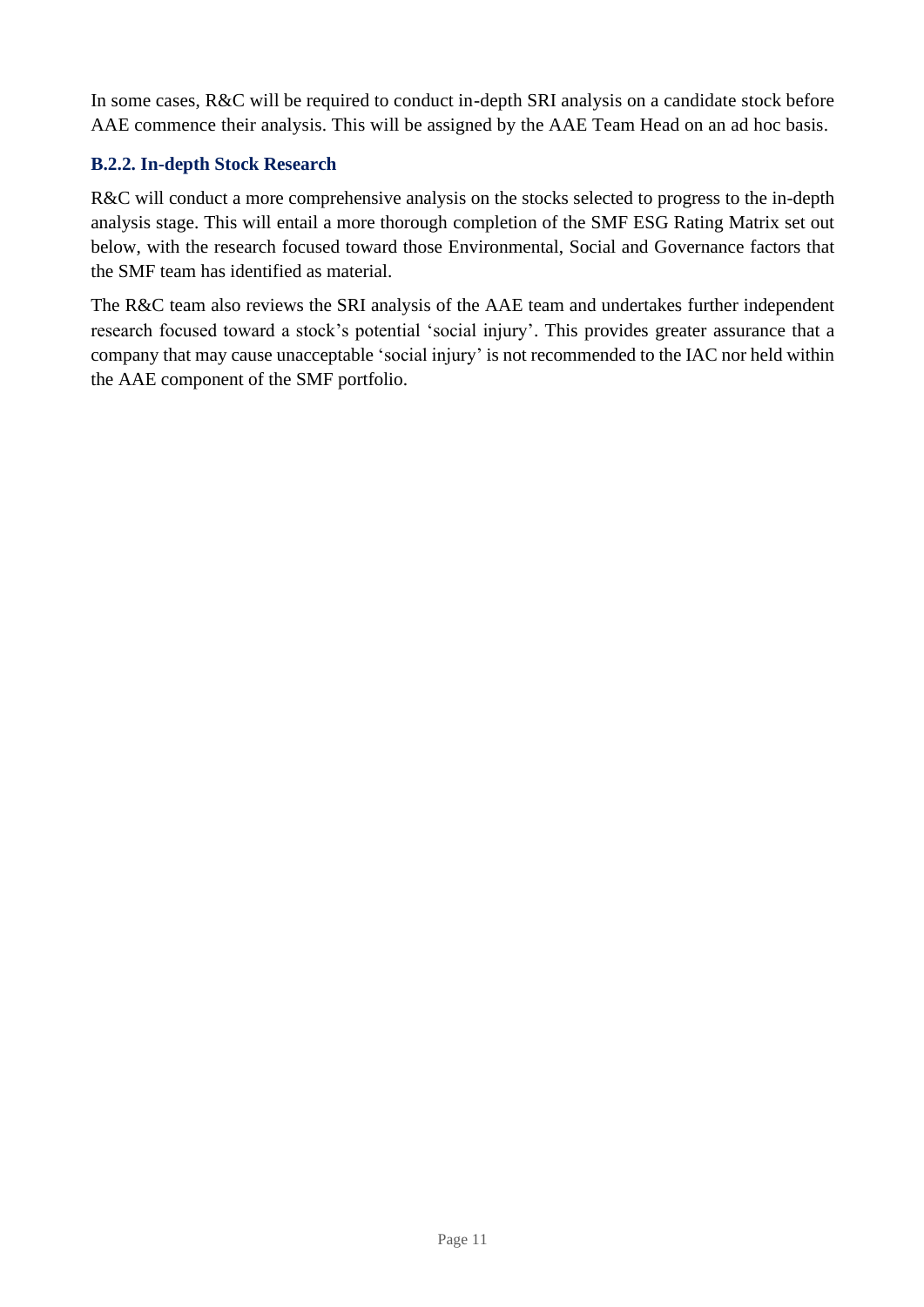In some cases, R&C will be required to conduct in-depth SRI analysis on a candidate stock before AAE commence their analysis. This will be assigned by the AAE Team Head on an ad hoc basis.

### B.2.2. In-depth Stock Research

R&C will conduct a more comprehensive analysis on the stocks selected to progress to the in-depth analysis stage. This will entail a more thorough completion of the SMF ESG Rating Matrix set out below, with the research focused toward those Environmental, Social and Governance factors that the SMF team has identified as material.

The R&C team also reviews the SRI analysis of the AAE team and undertakes further independent research focused toward a stock's potential 'social injury'. This provides greater assurance that a company that may cause unacceptable 'social injury' is not recommended to the IAC nor held within the AAE component of the SMF portfolio.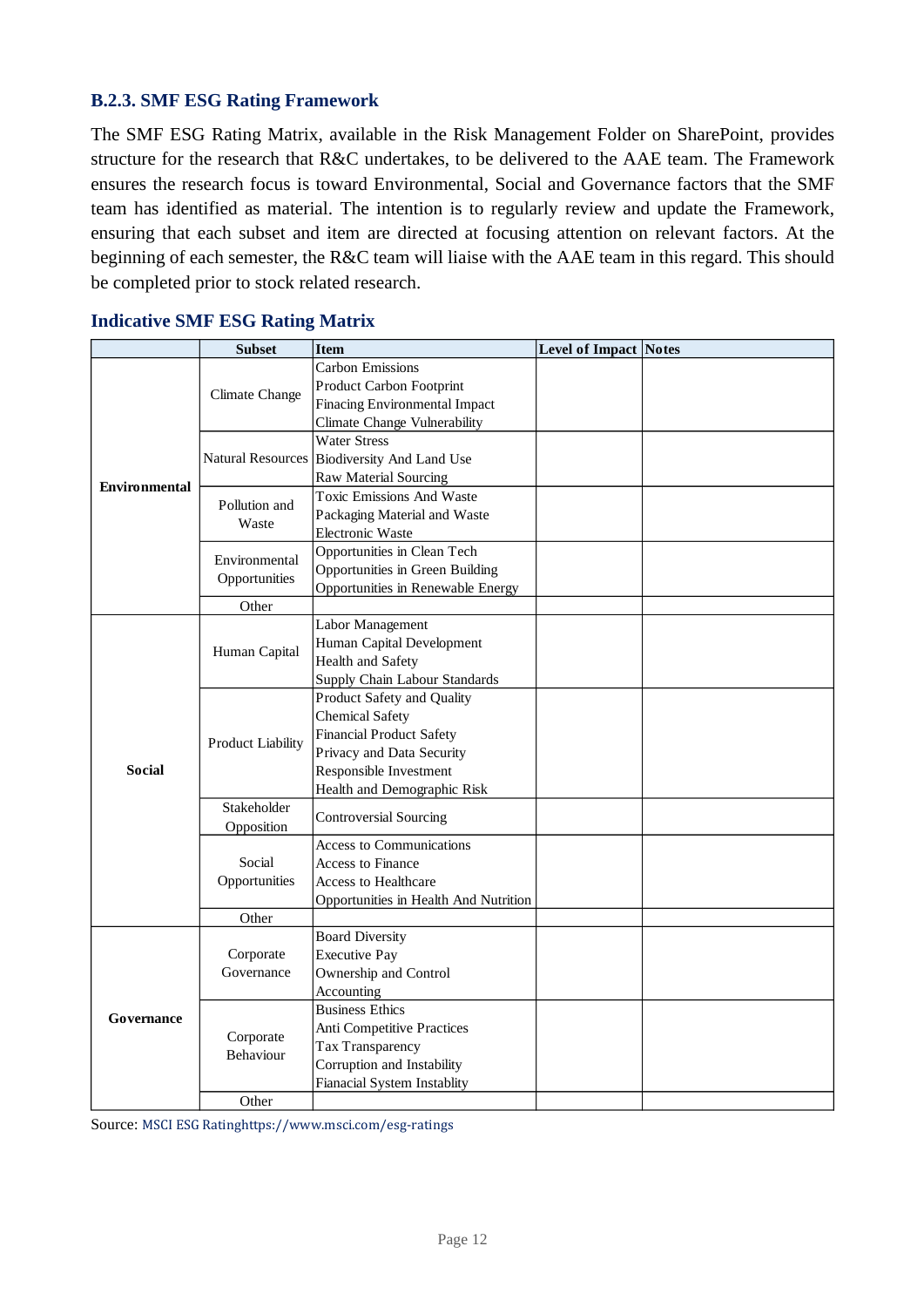### B.2.3. SMF ESG Rating Framework

The SMF ESG Rating Matrix, available in the Risk Management Folder on SharePoint, provides structure for the research that R&C undertakes, to be delivered to the AAE team. The Framework ensures the research focus is toward Environmental, Social and Governance factors that the SMF team has identified as material. The intention is to regularly review and update the Framework, ensuring that each subset and item are directed at focusing attention on relevant factors. At the beginning of each semester, the R&C team will liaise with the AAE team in this regard. This should be completed prior to stock related research.

### Indicative SMF ESG Rating Matrix

| | Subset | Item | Level of Impact | Notes |
|---|---|---|---|---|
| **Environmental** | Climate Change | Carbon Emissions<br>Product Carbon Footprint<br>Financing Environmental Impact<br>Climate Change Vulnerability | | |
| | Natural Resources | Water Stress<br>Biodiversity And Land Use<br>Raw Material Sourcing | | |
| | Pollution and Waste | Toxic Emissions And Waste<br>Packaging Material and Waste<br>Electronic Waste | | |
| | Environmental Opportunities | Opportunities in Clean Tech<br>Opportunities in Green Building<br>Opportunities in Renewable Energy | | |
| | Other | | | |
| **Social** | Human Capital | Labor Management<br>Human Capital Development<br>Health and Safety<br>Supply Chain Labour Standards | | |
| | Product Liability | Product Safety and Quality<br>Chemical Safety<br>Financial Product Safety<br>Privacy and Data Security<br>Responsible Investment<br>Health and Demographic Risk | | |
| | Stakeholder Opposition | Controversial Sourcing | | |
| | Social Opportunities | Access to Communications<br>Access to Finance<br>Access to Healthcare<br>Opportunities in Health And Nutrition | | |
| | Other | | | |
| **Governance** | Corporate Governance | Board Diversity<br>Executive Pay<br>Ownership and Control<br>Accounting | | |
| | Corporate Behaviour | Business Ethics<br>Anti Competitive Practices<br>Tax Transparency<br>Corruption and Instability<br>Fianacial System Instablity | | |
| | Other | | | |

Source: MSCI ESG Ratinghttps://www.msci.com/esg-ratings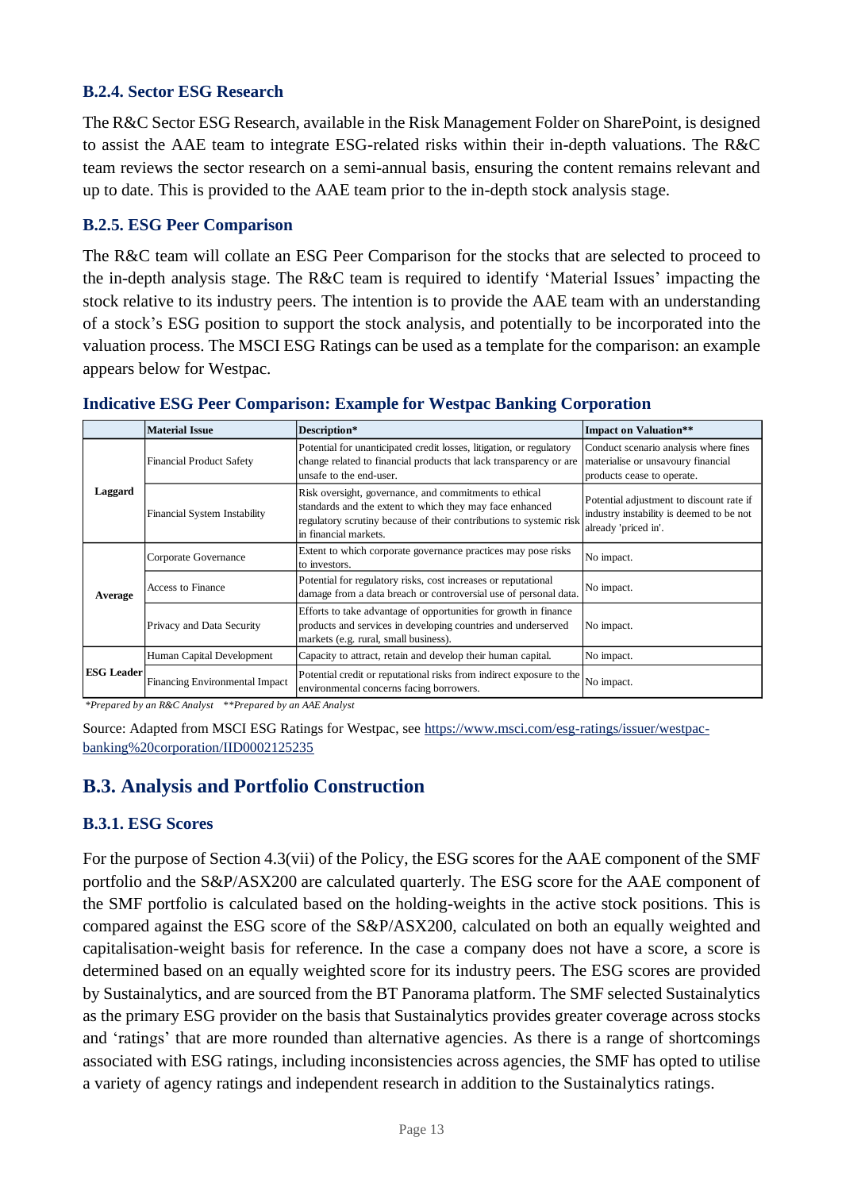### B.2.4. Sector ESG Research

The R&C Sector ESG Research, available in the Risk Management Folder on SharePoint, is designed to assist the AAE team to integrate ESG-related risks within their in-depth valuations. The R&C team reviews the sector research on a semi-annual basis, ensuring the content remains relevant and up to date. This is provided to the AAE team prior to the in-depth stock analysis stage.

### B.2.5. ESG Peer Comparison

The R&C team will collate an ESG Peer Comparison for the stocks that are selected to proceed to the in-depth analysis stage. The R&C team is required to identify 'Material Issues' impacting the stock relative to its industry peers. The intention is to provide the AAE team with an understanding of a stock's ESG position to support the stock analysis, and potentially to be incorporated into the valuation process. The MSCI ESG Ratings can be used as a template for the comparison: an example appears below for Westpac.

**Indicative ESG Peer Comparison: Example for Westpac Banking Corporation**

| | Material Issue | Description* | Impact on Valuation** |
|---|---|---|---|
| **Laggard** | Financial Product Safety | Potential for unanticipated credit losses, litigation, or regulatory change related to financial products that lack transparency or are unsafe to the end-user. | Conduct scenario analysis where fines materialise or unsavoury financial products cease to operate. |
| | Financial System Instability | Risk oversight, governance, and commitments to ethical standards and the extent to which they may face enhanced regulatory scrutiny because of their contributions to systemic risk in financial markets. | Potential adjustment to discount rate if industry instability is deemed to be not already 'priced in'. |
| **Average** | Corporate Governance | Extent to which corporate governance practices may pose risks to investors. | No impact. |
| | Access to Finance | Potential for regulatory risks, cost increases or reputational damage from a data breach or controversial use of personal data. | No impact. |
| | Privacy and Data Security | Efforts to take advantage of opportunities for growth in finance products and services in developing countries and underserved markets (e.g. rural, small business). | No impact. |
| **ESG Leader** | Human Capital Development | Capacity to attract, retain and develop their human capital. | No impact. |
| | Financing Environmental Impact | Potential credit or reputational risks from indirect exposure to the environmental concerns facing borrowers. | No impact. |

*\*Prepared by an R&C Analyst \*\*Prepared by an AAE Analyst*

Source: Adapted from MSCI ESG Ratings for Westpac, see [https://www.msci.com/esg-ratings/issuer/westpac-banking%20corporation/IID0002125235](https://www.msci.com/esg-ratings/issuer/westpac-banking%20corporation/IID0002125235)

## B.3. Analysis and Portfolio Construction

### B.3.1. ESG Scores

For the purpose of Section 4.3(vii) of the Policy, the ESG scores for the AAE component of the SMF portfolio and the S&P/ASX200 are calculated quarterly. The ESG score for the AAE component of the SMF portfolio is calculated based on the holding-weights in the active stock positions. This is compared against the ESG score of the S&P/ASX200, calculated on both an equally weighted and capitalisation-weight basis for reference. In the case a company does not have a score, a score is determined based on an equally weighted score for its industry peers. The ESG scores are provided by Sustainalytics, and are sourced from the BT Panorama platform. The SMF selected Sustainalytics as the primary ESG provider on the basis that Sustainalytics provides greater coverage across stocks and 'ratings' that are more rounded than alternative agencies. As there is a range of shortcomings associated with ESG ratings, including inconsistencies across agencies, the SMF has opted to utilise a variety of agency ratings and independent research in addition to the Sustainalytics ratings.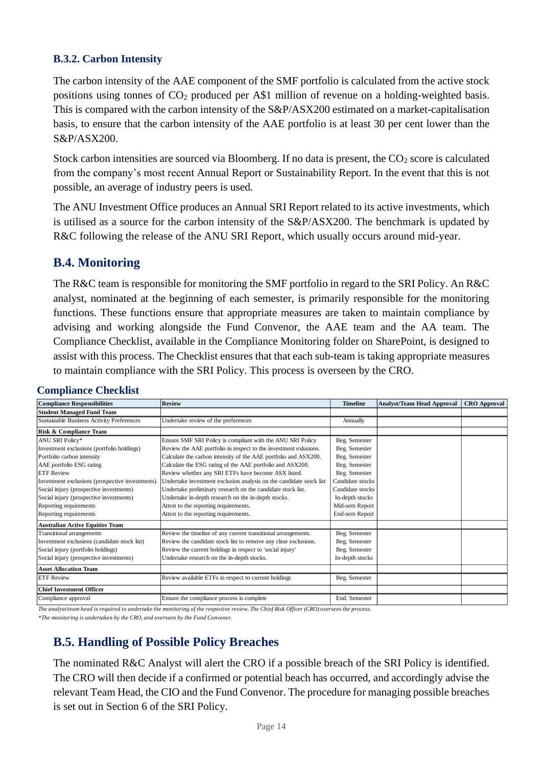### B.3.2. Carbon Intensity

The carbon intensity of the AAE component of the SMF portfolio is calculated from the active stock positions using tonnes of $CO_2$ produced per A$1 million of revenue on a holding-weighted basis. This is compared with the carbon intensity of the S&P/ASX200 estimated on a market-capitalisation basis, to ensure that the carbon intensity of the AAE portfolio is at least 30 per cent lower than the S&P/ASX200.

Stock carbon intensities are sourced via Bloomberg. If no data is present, the $CO_2$ score is calculated from the company's most recent Annual Report or Sustainability Report. In the event that this is not possible, an average of industry peers is used.

The ANU Investment Office produces an Annual SRI Report related to its active investments, which is utilised as a source for the carbon intensity of the S&P/ASX200. The benchmark is updated by R&C following the release of the ANU SRI Report, which usually occurs around mid-year.

## B.4. Monitoring

The R&C team is responsible for monitoring the SMF portfolio in regard to the SRI Policy. An R&C analyst, nominated at the beginning of each semester, is primarily responsible for the monitoring functions. These functions ensure that appropriate measures are taken to maintain compliance by advising and working alongside the Fund Convenor, the AAE team and the AA team. The Compliance Checklist, available in the Compliance Monitoring folder on SharePoint, is designed to assist with this process. The Checklist ensures that that each sub-team is taking appropriate measures to maintain compliance with the SRI Policy. This process is overseen by the CRO.

### Compliance Checklist

| Compliance Responsibilities | Review | Timeline | Analyst/Team Head Approval | CRO Approval |
|---|---|---|---|---|
| **Student Managed Fund Team** | | | | |
| Sustainable Business Activity Preferences | Undertake review of the preferences | Annually | | |
| **Risk & Compliance Team** | | | | |
| ANU SRI Policy* | Ensure SMF SRI Policy is compliant with the ANU SRI Policy | Beg. Semester | | |
| Investment exclusions (portfolio holdings) | Review the AAE portfolio in respect to the investment exclusions. | Beg. Semester | | |
| Portfolio carbon intensity | Calculate the carbon intensity of the AAE portfolio and ASX200. | Beg. Semester | | |
| AAE portfolio ESG rating | Calculate the ESG rating of the AAE portfolio and ASX200. | Beg. Semester | | |
| ETF Review | Review whether any SRI ETFs have become ASX listed. | Beg. Semester | | |
| Investment exclusions (prospective investments) | Undertake investment exclusion analysis on the candidate stock list | Candidate stocks | | |
| Social injury (prospective investments) | Undertake preliminary research on the candidate stock list. | Candidate stocks | | |
| Social injury (prospective investments) | Undertake in-depth research on the in-depth stocks. | In-depth stocks | | |
| Reporting requirements | Attest to the reporting requirements. | Mid-sem Report | | |
| Reporting requirements | Attest to the reporting requirements. | End-sem Report | | |
| **Australian Active Equities Team** | | | | |
| Transitional arrangements | Review the timeline of any current transitional arrangements. | Beg. Semester | | |
| Investment exclusions (candidate stock list) | Review the candidate stock list to remove any clear exclusions. | Beg. Semester | | |
| Social injury (portfolio holdings) | Review the current holdings in respect to 'social injury' | Beg. Semester | | |
| Social injury (prospective investments) | Undertake research on the in-depth stocks. | In-depth stocks | | |
| **Asset Allocation Team** | | | | |
| ETF Review | Review available ETFs in respect to current holdings | Beg. Semester | | |
| **Chief Investment Officer** | | | | |
| Compliance approval | Ensure the compliance process is complete | End. Semester | | |

*The analyst/team head is required to undertake the monitoring of the respective review. The Chief Risk Officer (CRO) oversees the process.*

*\*The monitoring is undertaken by the CRO, and overseen by the Fund Convener.*

## B.5. Handling of Possible Policy Breaches

The nominated R&C Analyst will alert the CRO if a possible breach of the SRI Policy is identified. The CRO will then decide if a confirmed or potential beach has occurred, and accordingly advise the relevant Team Head, the CIO and the Fund Convenor. The procedure for managing possible breaches is set out in Section 6 of the SRI Policy.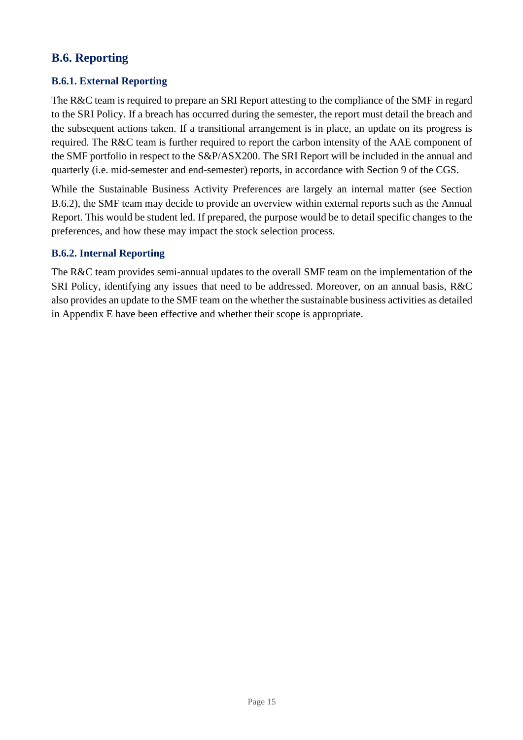## B.6. Reporting

### B.6.1. External Reporting

The R&C team is required to prepare an SRI Report attesting to the compliance of the SMF in regard to the SRI Policy. If a breach has occurred during the semester, the report must detail the breach and the subsequent actions taken. If a transitional arrangement is in place, an update on its progress is required. The R&C team is further required to report the carbon intensity of the AAE component of the SMF portfolio in respect to the S&P/ASX200. The SRI Report will be included in the annual and quarterly (i.e. mid-semester and end-semester) reports, in accordance with Section 9 of the CGS.

While the Sustainable Business Activity Preferences are largely an internal matter (see Section B.6.2), the SMF team may decide to provide an overview within external reports such as the Annual Report. This would be student led. If prepared, the purpose would be to detail specific changes to the preferences, and how these may impact the stock selection process.

### B.6.2. Internal Reporting

The R&C team provides semi-annual updates to the overall SMF team on the implementation of the SRI Policy, identifying any issues that need to be addressed. Moreover, on an annual basis, R&C also provides an update to the SMF team on the whether the sustainable business activities as detailed in Appendix E have been effective and whether their scope is appropriate.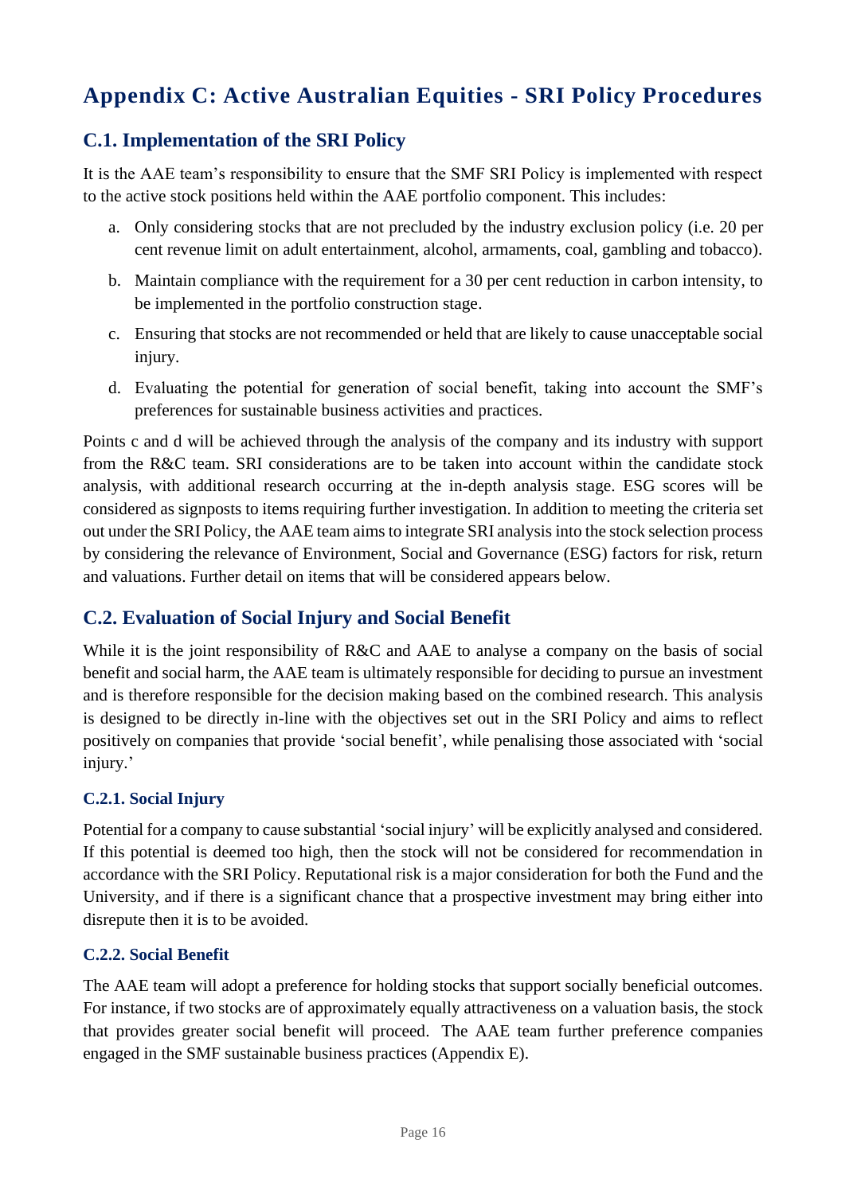# Appendix C: Active Australian Equities - SRI Policy Procedures

## C.1. Implementation of the SRI Policy

It is the AAE team's responsibility to ensure that the SMF SRI Policy is implemented with respect to the active stock positions held within the AAE portfolio component. This includes:

a. Only considering stocks that are not precluded by the industry exclusion policy (i.e. 20 per cent revenue limit on adult entertainment, alcohol, armaments, coal, gambling and tobacco).
b. Maintain compliance with the requirement for a 30 per cent reduction in carbon intensity, to be implemented in the portfolio construction stage.
c. Ensuring that stocks are not recommended or held that are likely to cause unacceptable social injury.
d. Evaluating the potential for generation of social benefit, taking into account the SMF's preferences for sustainable business activities and practices.

Points c and d will be achieved through the analysis of the company and its industry with support from the R&C team. SRI considerations are to be taken into account within the candidate stock analysis, with additional research occurring at the in-depth analysis stage. ESG scores will be considered as signposts to items requiring further investigation. In addition to meeting the criteria set out under the SRI Policy, the AAE team aims to integrate SRI analysis into the stock selection process by considering the relevance of Environment, Social and Governance (ESG) factors for risk, return and valuations. Further detail on items that will be considered appears below.

## C.2. Evaluation of Social Injury and Social Benefit

While it is the joint responsibility of R&C and AAE to analyse a company on the basis of social benefit and social harm, the AAE team is ultimately responsible for deciding to pursue an investment and is therefore responsible for the decision making based on the combined research. This analysis is designed to be directly in-line with the objectives set out in the SRI Policy and aims to reflect positively on companies that provide 'social benefit', while penalising those associated with 'social injury.'

### C.2.1. Social Injury

Potential for a company to cause substantial 'social injury' will be explicitly analysed and considered. If this potential is deemed too high, then the stock will not be considered for recommendation in accordance with the SRI Policy. Reputational risk is a major consideration for both the Fund and the University, and if there is a significant chance that a prospective investment may bring either into disrepute then it is to be avoided.

### C.2.2. Social Benefit

The AAE team will adopt a preference for holding stocks that support socially beneficial outcomes. For instance, if two stocks are of approximately equally attractiveness on a valuation basis, the stock that provides greater social benefit will proceed. The AAE team further preference companies engaged in the SMF sustainable business practices (Appendix E).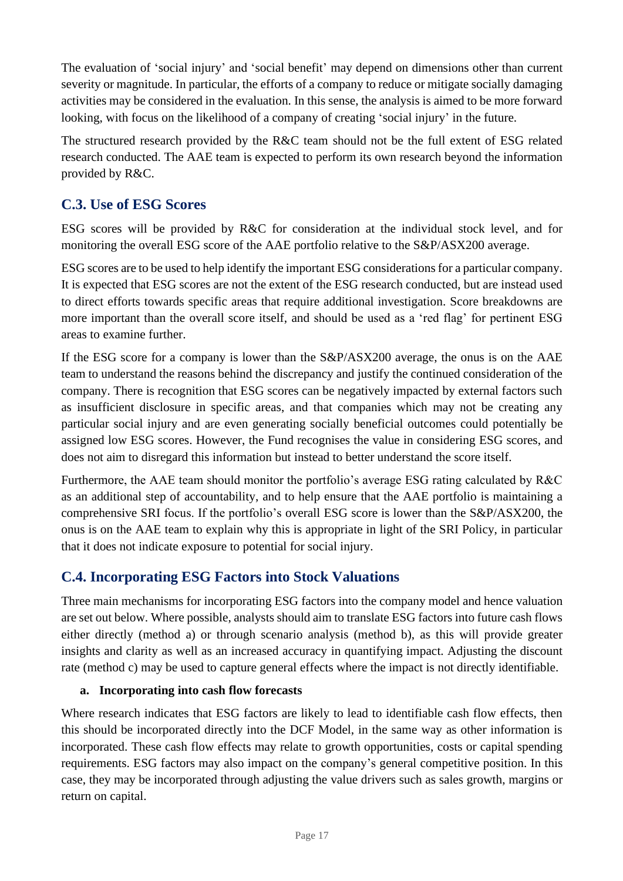The evaluation of 'social injury' and 'social benefit' may depend on dimensions other than current severity or magnitude. In particular, the efforts of a company to reduce or mitigate socially damaging activities may be considered in the evaluation. In this sense, the analysis is aimed to be more forward looking, with focus on the likelihood of a company of creating 'social injury' in the future.

The structured research provided by the R&C team should not be the full extent of ESG related research conducted. The AAE team is expected to perform its own research beyond the information provided by R&C.

## C.3. Use of ESG Scores

ESG scores will be provided by R&C for consideration at the individual stock level, and for monitoring the overall ESG score of the AAE portfolio relative to the S&P/ASX200 average.

ESG scores are to be used to help identify the important ESG considerations for a particular company. It is expected that ESG scores are not the extent of the ESG research conducted, but are instead used to direct efforts towards specific areas that require additional investigation. Score breakdowns are more important than the overall score itself, and should be used as a 'red flag' for pertinent ESG areas to examine further.

If the ESG score for a company is lower than the S&P/ASX200 average, the onus is on the AAE team to understand the reasons behind the discrepancy and justify the continued consideration of the company. There is recognition that ESG scores can be negatively impacted by external factors such as insufficient disclosure in specific areas, and that companies which may not be creating any particular social injury and are even generating socially beneficial outcomes could potentially be assigned low ESG scores. However, the Fund recognises the value in considering ESG scores, and does not aim to disregard this information but instead to better understand the score itself.

Furthermore, the AAE team should monitor the portfolio's average ESG rating calculated by R&C as an additional step of accountability, and to help ensure that the AAE portfolio is maintaining a comprehensive SRI focus. If the portfolio's overall ESG score is lower than the S&P/ASX200, the onus is on the AAE team to explain why this is appropriate in light of the SRI Policy, in particular that it does not indicate exposure to potential for social injury.

## C.4. Incorporating ESG Factors into Stock Valuations

Three main mechanisms for incorporating ESG factors into the company model and hence valuation are set out below. Where possible, analysts should aim to translate ESG factors into future cash flows either directly (method a) or through scenario analysis (method b), as this will provide greater insights and clarity as well as an increased accuracy in quantifying impact. Adjusting the discount rate (method c) may be used to capture general effects where the impact is not directly identifiable.

**a. Incorporating into cash flow forecasts**

Where research indicates that ESG factors are likely to lead to identifiable cash flow effects, then this should be incorporated directly into the DCF Model, in the same way as other information is incorporated. These cash flow effects may relate to growth opportunities, costs or capital spending requirements. ESG factors may also impact on the company's general competitive position. In this case, they may be incorporated through adjusting the value drivers such as sales growth, margins or return on capital.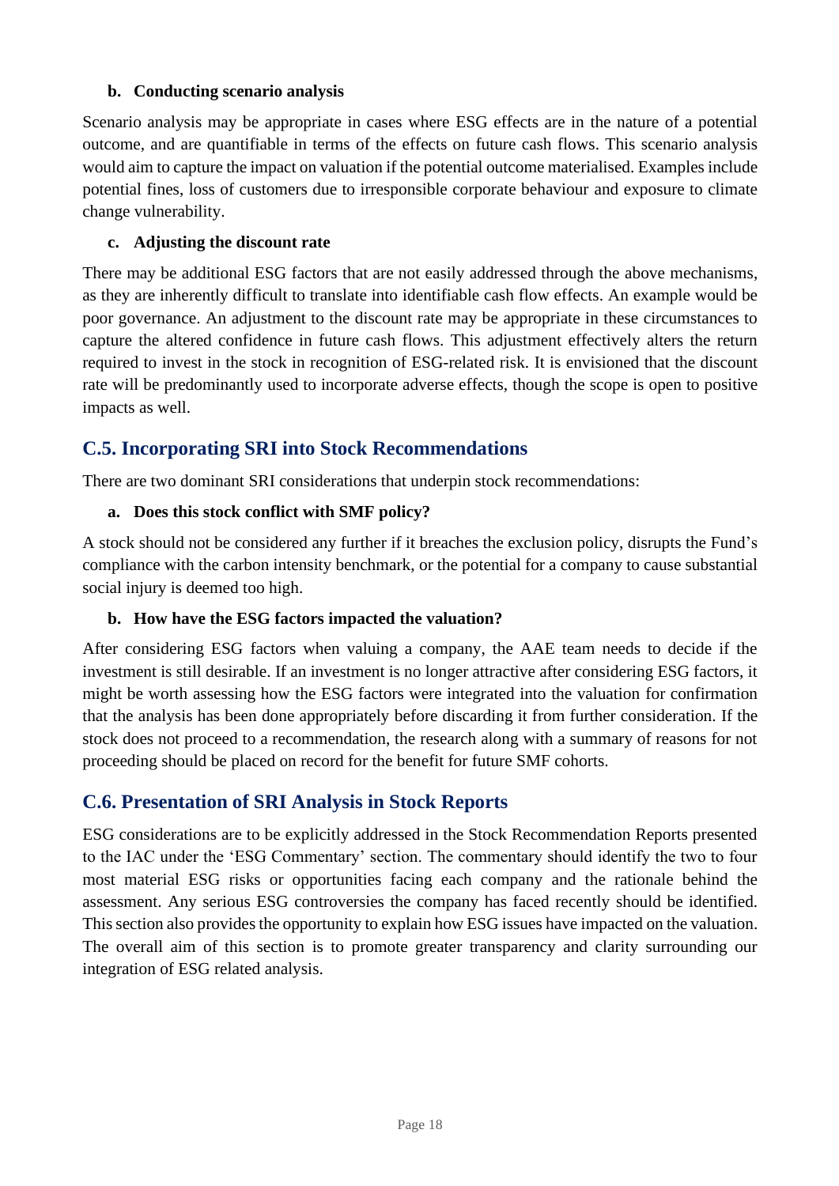**b. Conducting scenario analysis**

Scenario analysis may be appropriate in cases where ESG effects are in the nature of a potential outcome, and are quantifiable in terms of the effects on future cash flows. This scenario analysis would aim to capture the impact on valuation if the potential outcome materialised. Examples include potential fines, loss of customers due to irresponsible corporate behaviour and exposure to climate change vulnerability.

**c. Adjusting the discount rate**

There may be additional ESG factors that are not easily addressed through the above mechanisms, as they are inherently difficult to translate into identifiable cash flow effects. An example would be poor governance. An adjustment to the discount rate may be appropriate in these circumstances to capture the altered confidence in future cash flows. This adjustment effectively alters the return required to invest in the stock in recognition of ESG-related risk. It is envisioned that the discount rate will be predominantly used to incorporate adverse effects, though the scope is open to positive impacts as well.

## C.5. Incorporating SRI into Stock Recommendations

There are two dominant SRI considerations that underpin stock recommendations:

**a. Does this stock conflict with SMF policy?**

A stock should not be considered any further if it breaches the exclusion policy, disrupts the Fund's compliance with the carbon intensity benchmark, or the potential for a company to cause substantial social injury is deemed too high.

**b. How have the ESG factors impacted the valuation?**

After considering ESG factors when valuing a company, the AAE team needs to decide if the investment is still desirable. If an investment is no longer attractive after considering ESG factors, it might be worth assessing how the ESG factors were integrated into the valuation for confirmation that the analysis has been done appropriately before discarding it from further consideration. If the stock does not proceed to a recommendation, the research along with a summary of reasons for not proceeding should be placed on record for the benefit for future SMF cohorts.

## C.6. Presentation of SRI Analysis in Stock Reports

ESG considerations are to be explicitly addressed in the Stock Recommendation Reports presented to the IAC under the 'ESG Commentary' section. The commentary should identify the two to four most material ESG risks or opportunities facing each company and the rationale behind the assessment. Any serious ESG controversies the company has faced recently should be identified. This section also provides the opportunity to explain how ESG issues have impacted on the valuation. The overall aim of this section is to promote greater transparency and clarity surrounding our integration of ESG related analysis.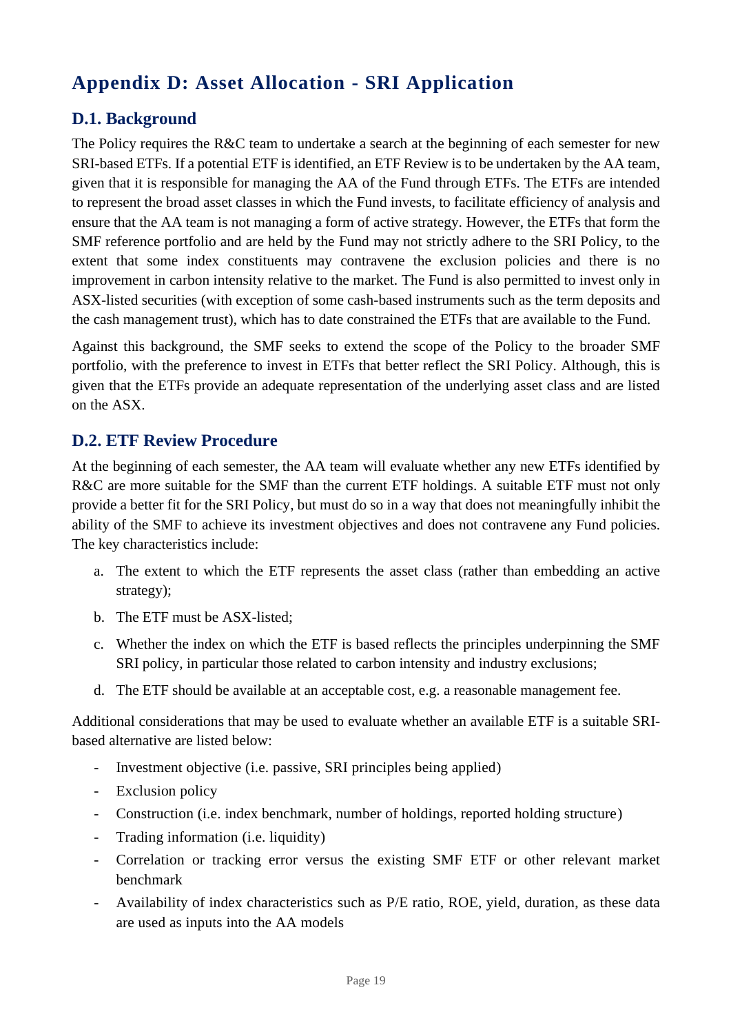# Appendix D: Asset Allocation - SRI Application

## D.1. Background

The Policy requires the R&C team to undertake a search at the beginning of each semester for new SRI-based ETFs. If a potential ETF is identified, an ETF Review is to be undertaken by the AA team, given that it is responsible for managing the AA of the Fund through ETFs. The ETFs are intended to represent the broad asset classes in which the Fund invests, to facilitate efficiency of analysis and ensure that the AA team is not managing a form of active strategy. However, the ETFs that form the SMF reference portfolio and are held by the Fund may not strictly adhere to the SRI Policy, to the extent that some index constituents may contravene the exclusion policies and there is no improvement in carbon intensity relative to the market. The Fund is also permitted to invest only in ASX-listed securities (with exception of some cash-based instruments such as the term deposits and the cash management trust), which has to date constrained the ETFs that are available to the Fund.

Against this background, the SMF seeks to extend the scope of the Policy to the broader SMF portfolio, with the preference to invest in ETFs that better reflect the SRI Policy. Although, this is given that the ETFs provide an adequate representation of the underlying asset class and are listed on the ASX.

## D.2. ETF Review Procedure

At the beginning of each semester, the AA team will evaluate whether any new ETFs identified by R&C are more suitable for the SMF than the current ETF holdings. A suitable ETF must not only provide a better fit for the SRI Policy, but must do so in a way that does not meaningfully inhibit the ability of the SMF to achieve its investment objectives and does not contravene any Fund policies. The key characteristics include:

a. The extent to which the ETF represents the asset class (rather than embedding an active strategy);
b. The ETF must be ASX-listed;
c. Whether the index on which the ETF is based reflects the principles underpinning the SMF SRI policy, in particular those related to carbon intensity and industry exclusions;
d. The ETF should be available at an acceptable cost, e.g. a reasonable management fee.

Additional considerations that may be used to evaluate whether an available ETF is a suitable SRI-based alternative are listed below:

- Investment objective (i.e. passive, SRI principles being applied)
- Exclusion policy
- Construction (i.e. index benchmark, number of holdings, reported holding structure)
- Trading information (i.e. liquidity)
- Correlation or tracking error versus the existing SMF ETF or other relevant market benchmark
- Availability of index characteristics such as P/E ratio, ROE, yield, duration, as these data are used as inputs into the AA models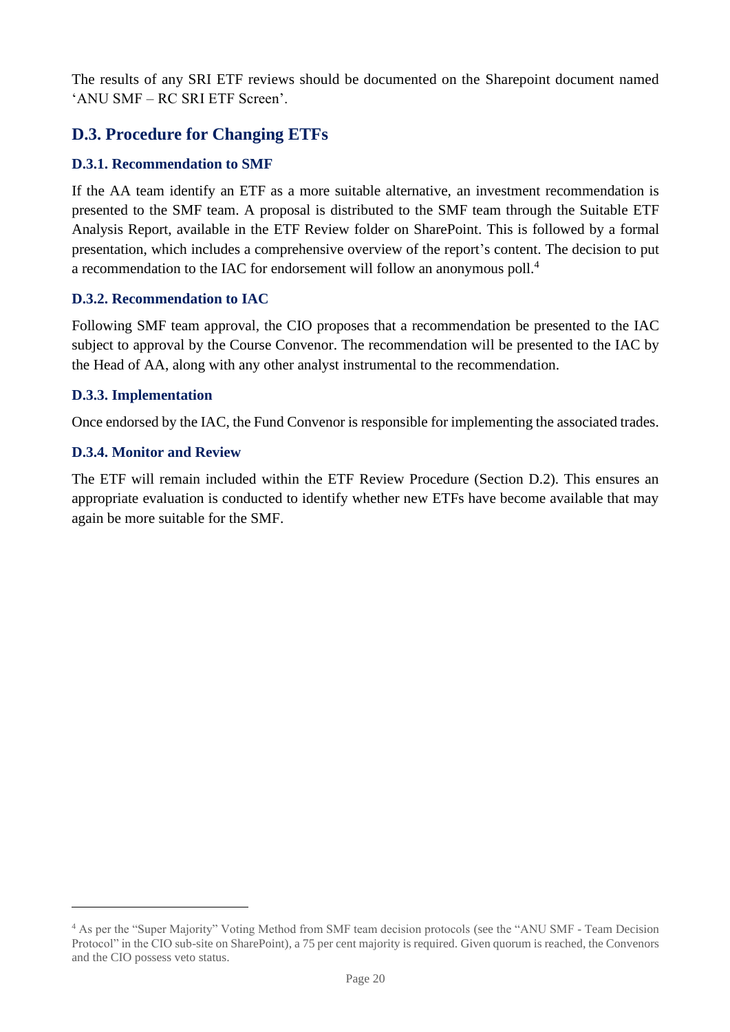The results of any SRI ETF reviews should be documented on the Sharepoint document named 'ANU SMF – RC SRI ETF Screen'.

## D.3. Procedure for Changing ETFs

### D.3.1. Recommendation to SMF

If the AA team identify an ETF as a more suitable alternative, an investment recommendation is presented to the SMF team. A proposal is distributed to the SMF team through the Suitable ETF Analysis Report, available in the ETF Review folder on SharePoint. This is followed by a formal presentation, which includes a comprehensive overview of the report's content. The decision to put a recommendation to the IAC for endorsement will follow an anonymous poll.[4]

### D.3.2. Recommendation to IAC

Following SMF team approval, the CIO proposes that a recommendation be presented to the IAC subject to approval by the Course Convenor. The recommendation will be presented to the IAC by the Head of AA, along with any other analyst instrumental to the recommendation.

### D.3.3. Implementation

Once endorsed by the IAC, the Fund Convenor is responsible for implementing the associated trades.

### D.3.4. Monitor and Review

The ETF will remain included within the ETF Review Procedure (Section D.2). This ensures an appropriate evaluation is conducted to identify whether new ETFs have become available that may again be more suitable for the SMF.

---

[4] As per the "Super Majority" Voting Method from SMF team decision protocols (see the "ANU SMF - Team Decision Protocol" in the CIO sub-site on SharePoint), a 75 per cent majority is required. Given quorum is reached, the Convenors and the CIO possess veto status.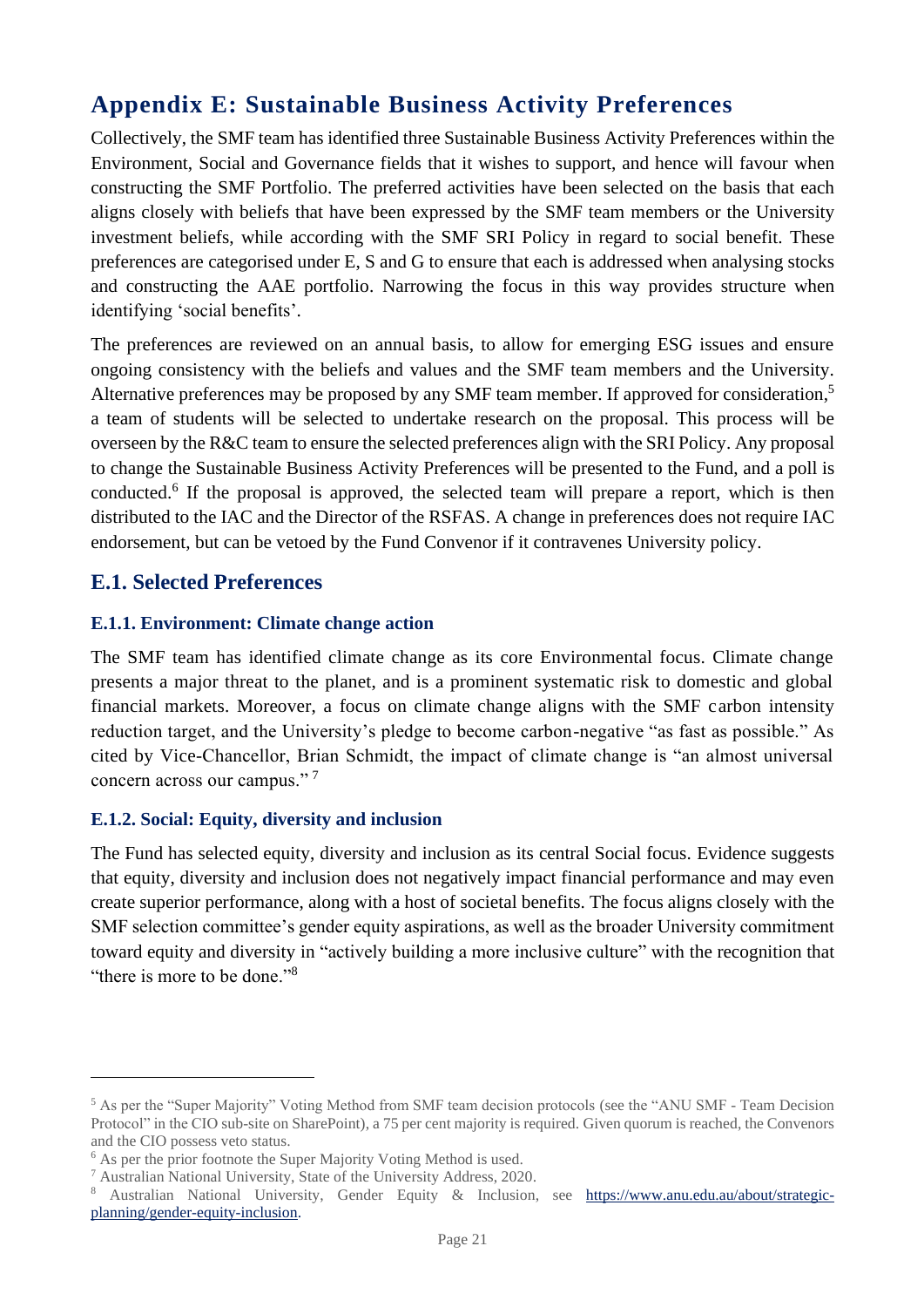# Appendix E: Sustainable Business Activity Preferences

Collectively, the SMF team has identified three Sustainable Business Activity Preferences within the Environment, Social and Governance fields that it wishes to support, and hence will favour when constructing the SMF Portfolio. The preferred activities have been selected on the basis that each aligns closely with beliefs that have been expressed by the SMF team members or the University investment beliefs, while according with the SMF SRI Policy in regard to social benefit. These preferences are categorised under E, S and G to ensure that each is addressed when analysing stocks and constructing the AAE portfolio. Narrowing the focus in this way provides structure when identifying 'social benefits'.

The preferences are reviewed on an annual basis, to allow for emerging ESG issues and ensure ongoing consistency with the beliefs and values and the SMF team members and the University. Alternative preferences may be proposed by any SMF team member. If approved for consideration,[5] a team of students will be selected to undertake research on the proposal. This process will be overseen by the R&C team to ensure the selected preferences align with the SRI Policy. Any proposal to change the Sustainable Business Activity Preferences will be presented to the Fund, and a poll is conducted.[6] If the proposal is approved, the selected team will prepare a report, which is then distributed to the IAC and the Director of the RSFAS. A change in preferences does not require IAC endorsement, but can be vetoed by the Fund Convenor if it contravenes University policy.

## E.1. Selected Preferences

### E.1.1. Environment: Climate change action

The SMF team has identified climate change as its core Environmental focus. Climate change presents a major threat to the planet, and is a prominent systematic risk to domestic and global financial markets. Moreover, a focus on climate change aligns with the SMF carbon intensity reduction target, and the University's pledge to become carbon-negative "as fast as possible." As cited by Vice-Chancellor, Brian Schmidt, the impact of climate change is "an almost universal concern across our campus."[7]

### E.1.2. Social: Equity, diversity and inclusion

The Fund has selected equity, diversity and inclusion as its central Social focus. Evidence suggests that equity, diversity and inclusion does not negatively impact financial performance and may even create superior performance, along with a host of societal benefits. The focus aligns closely with the SMF selection committee's gender equity aspirations, as well as the broader University commitment toward equity and diversity in "actively building a more inclusive culture" with the recognition that "there is more to be done."[8]

---

[5] As per the "Super Majority" Voting Method from SMF team decision protocols (see the "ANU SMF - Team Decision Protocol" in the CIO sub-site on SharePoint), a 75 per cent majority is required. Given quorum is reached, the Convenors and the CIO possess veto status.

[6] As per the prior footnote the Super Majority Voting Method is used.

[7] Australian National University, State of the University Address, 2020.

[8] Australian National University, Gender Equity & Inclusion, see https://www.anu.edu.au/about/strategic-planning/gender-equity-inclusion.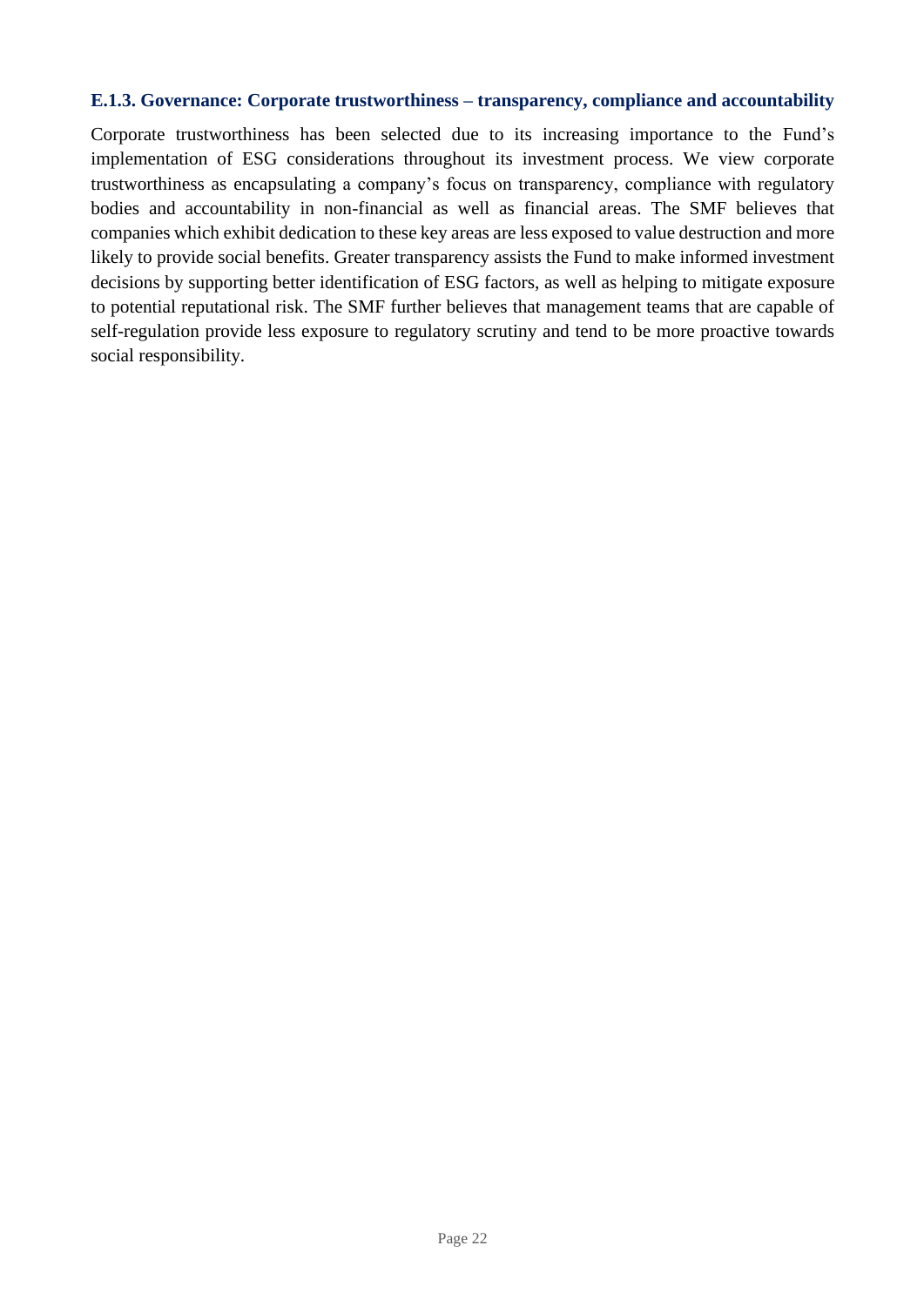### E.1.3. Governance: Corporate trustworthiness – transparency, compliance and accountability

Corporate trustworthiness has been selected due to its increasing importance to the Fund's implementation of ESG considerations throughout its investment process. We view corporate trustworthiness as encapsulating a company's focus on transparency, compliance with regulatory bodies and accountability in non-financial as well as financial areas. The SMF believes that companies which exhibit dedication to these key areas are less exposed to value destruction and more likely to provide social benefits. Greater transparency assists the Fund to make informed investment decisions by supporting better identification of ESG factors, as well as helping to mitigate exposure to potential reputational risk. The SMF further believes that management teams that are capable of self-regulation provide less exposure to regulatory scrutiny and tend to be more proactive towards social responsibility.